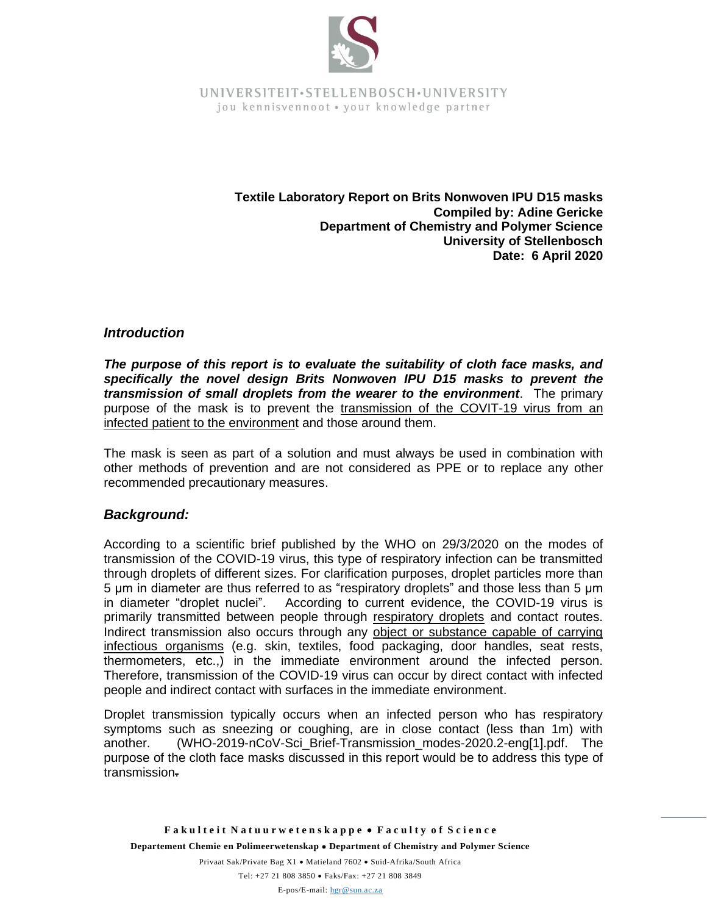UNIVERSITEIT•STELLENBOSCH•UNIVERSITY
jou kennisvennoot • your knowledge partner

**Textile Laboratory Report on Brits Nonwoven IPU D15 masks**
**Compiled by: Adine Gericke**
**Department of Chemistry and Polymer Science**
**University of Stellenbosch**
**Date: 6 April 2020**

## *Introduction*

***The purpose of this report is to evaluate the suitability of cloth face masks, and specifically the novel design Brits Nonwoven IPU D15 masks to prevent the transmission of small droplets from the wearer to the environment***. The primary purpose of the mask is to prevent the <u>transmission of the COVIT-19 virus from an infected patient to the environmen</u>t and those around them.

The mask is seen as part of a solution and must always be used in combination with other methods of prevention and are not considered as PPE or to replace any other recommended precautionary measures.

## *Background:*

According to a scientific brief published by the WHO on 29/3/2020 on the modes of transmission of the COVID-19 virus, this type of respiratory infection can be transmitted through droplets of different sizes. For clarification purposes, droplet particles more than 5 µm in diameter are thus referred to as "respiratory droplets" and those less than 5 µm in diameter "droplet nuclei". According to current evidence, the COVID-19 virus is primarily transmitted between people through <u>respiratory droplets</u> and contact routes. Indirect transmission also occurs through any <u>object or substance capable of carrying infectious organisms</u> (e.g. skin, textiles, food packaging, door handles, seat rests, thermometers, etc.,) in the immediate environment around the infected person. Therefore, transmission of the COVID-19 virus can occur by direct contact with infected people and indirect contact with surfaces in the immediate environment.

Droplet transmission typically occurs when an infected person who has respiratory symptoms such as sneezing or coughing, are in close contact (less than 1m) with another. (WHO-2019-nCoV-Sci_Brief-Transmission_modes-2020.2-eng[1].pdf. The purpose of the cloth face masks discussed in this report would be to address this type of transmission.

**Fakulteit Natuurwetenskappe • Faculty of Science**
**Departement Chemie en Polimeerwetenskap • Department of Chemistry and Polymer Science**
Privaat Sak/Private Bag X1 • Matieland 7602 • Suid-Afrika/South Africa
Tel: +27 21 808 3850 • Faks/Fax: +27 21 808 3849
E-pos/E-mail: hgr@sun.ac.za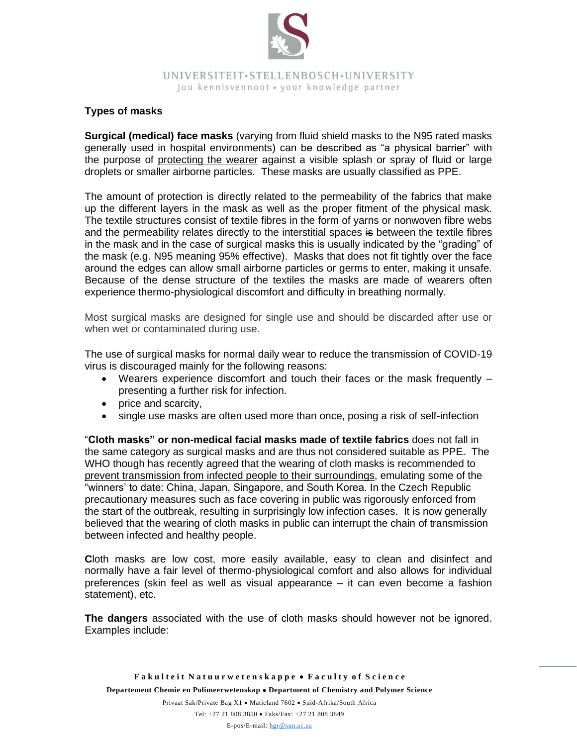## Types of masks

**Surgical (medical) face masks** (varying from fluid shield masks to the N95 rated masks generally used in hospital environments) can be described as "a physical barrier" with the purpose of protecting the wearer against a visible splash or spray of fluid or large droplets or smaller airborne particles. These masks are usually classified as PPE.

The amount of protection is directly related to the permeability of the fabrics that make up the different layers in the mask as well as the proper fitment of the physical mask. The textile structures consist of textile fibres in the form of yarns or nonwoven fibre webs and the permeability relates directly to the interstitial spaces ~~is~~ between the textile fibres in the mask and in the case of surgical masks this is usually indicated by the "grading" of the mask (e.g. N95 meaning 95% effective). Masks that does not fit tightly over the face around the edges can allow small airborne particles or germs to enter, making it unsafe. Because of the dense structure of the textiles the masks are made of wearers often experience thermo-physiological discomfort and difficulty in breathing normally.

Most surgical masks are designed for single use and should be discarded after use or when wet or contaminated during use.

The use of surgical masks for normal daily wear to reduce the transmission of COVID-19 virus is discouraged mainly for the following reasons:

- Wearers experience discomfort and touch their faces or the mask frequently – presenting a further risk for infection.
- price and scarcity,
- single use masks are often used more than once, posing a risk of self-infection

"**Cloth masks" or non-medical facial masks made of textile fabrics** does not fall in the same category as surgical masks and are thus not considered suitable as PPE. The WHO though has recently agreed that the wearing of cloth masks is recommended to prevent transmission from infected people to their surroundings, emulating some of the "winners' to date: China, Japan, Singapore, and South Korea. In the Czech Republic precautionary measures such as face covering in public was rigorously enforced from the start of the outbreak, resulting in surprisingly low infection cases. It is now generally believed that the wearing of cloth masks in public can interrupt the chain of transmission between infected and healthy people.

**C**loth masks are low cost, more easily available, easy to clean and disinfect and normally have a fair level of thermo-physiological comfort and also allows for individual preferences (skin feel as well as visual appearance – it can even become a fashion statement), etc.

**The dangers** associated with the use of cloth masks should however not be ignored. Examples include: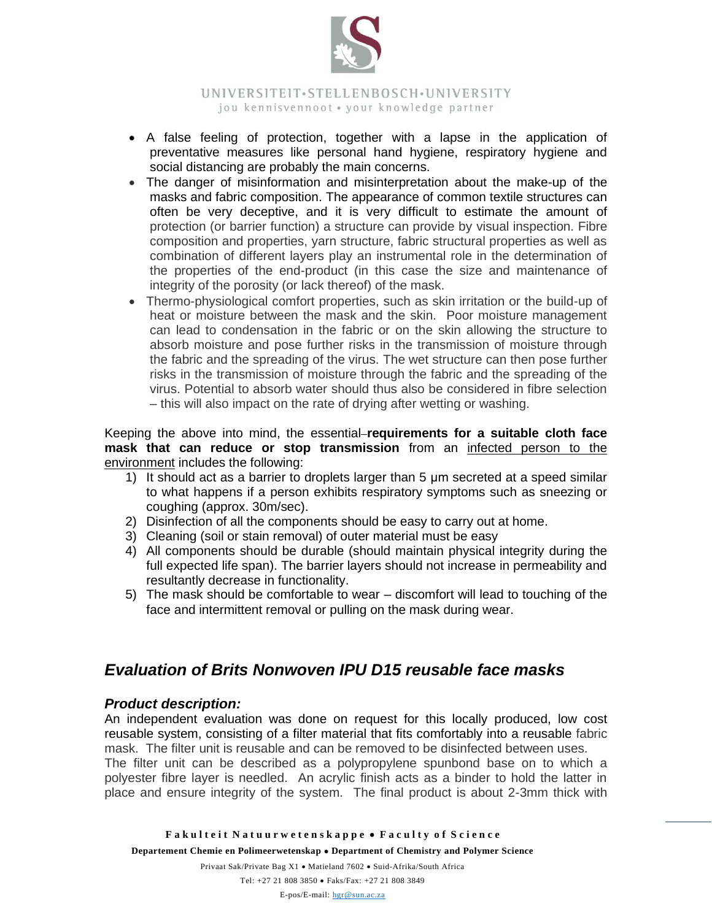- A false feeling of protection, together with a lapse in the application of preventative measures like personal hand hygiene, respiratory hygiene and social distancing are probably the main concerns.
- The danger of misinformation and misinterpretation about the make-up of the masks and fabric composition. The appearance of common textile structures can often be very deceptive, and it is very difficult to estimate the amount of protection (or barrier function) a structure can provide by visual inspection. Fibre composition and properties, yarn structure, fabric structural properties as well as combination of different layers play an instrumental role in the determination of the properties of the end-product (in this case the size and maintenance of integrity of the porosity (or lack thereof) of the mask.
- Thermo-physiological comfort properties, such as skin irritation or the build-up of heat or moisture between the mask and the skin. Poor moisture management can lead to condensation in the fabric or on the skin allowing the structure to absorb moisture and pose further risks in the transmission of moisture through the fabric and the spreading of the virus. The wet structure can then pose further risks in the transmission of moisture through the fabric and the spreading of the virus. Potential to absorb water should thus also be considered in fibre selection – this will also impact on the rate of drying after wetting or washing.

Keeping the above into mind, the essential **requirements for a suitable cloth face mask that can reduce or stop transmission** from an <u>infected person to the environment</u> includes the following:

1) It should act as a barrier to droplets larger than 5 µm secreted at a speed similar to what happens if a person exhibits respiratory symptoms such as sneezing or coughing (approx. 30m/sec).
2) Disinfection of all the components should be easy to carry out at home.
3) Cleaning (soil or stain removal) of outer material must be easy
4) All components should be durable (should maintain physical integrity during the full expected life span). The barrier layers should not increase in permeability and resultantly decrease in functionality.
5) The mask should be comfortable to wear – discomfort will lead to touching of the face and intermittent removal or pulling on the mask during wear.

## *Evaluation of Brits Nonwoven IPU D15 reusable face masks*

### *Product description:*

An independent evaluation was done on request for this locally produced, low cost reusable system, consisting of a filter material that fits comfortably into a reusable fabric mask. The filter unit is reusable and can be removed to be disinfected between uses.
The filter unit can be described as a polypropylene spunbond base on to which a polyester fibre layer is needled. An acrylic finish acts as a binder to hold the latter in place and ensure integrity of the system. The final product is about 2-3mm thick with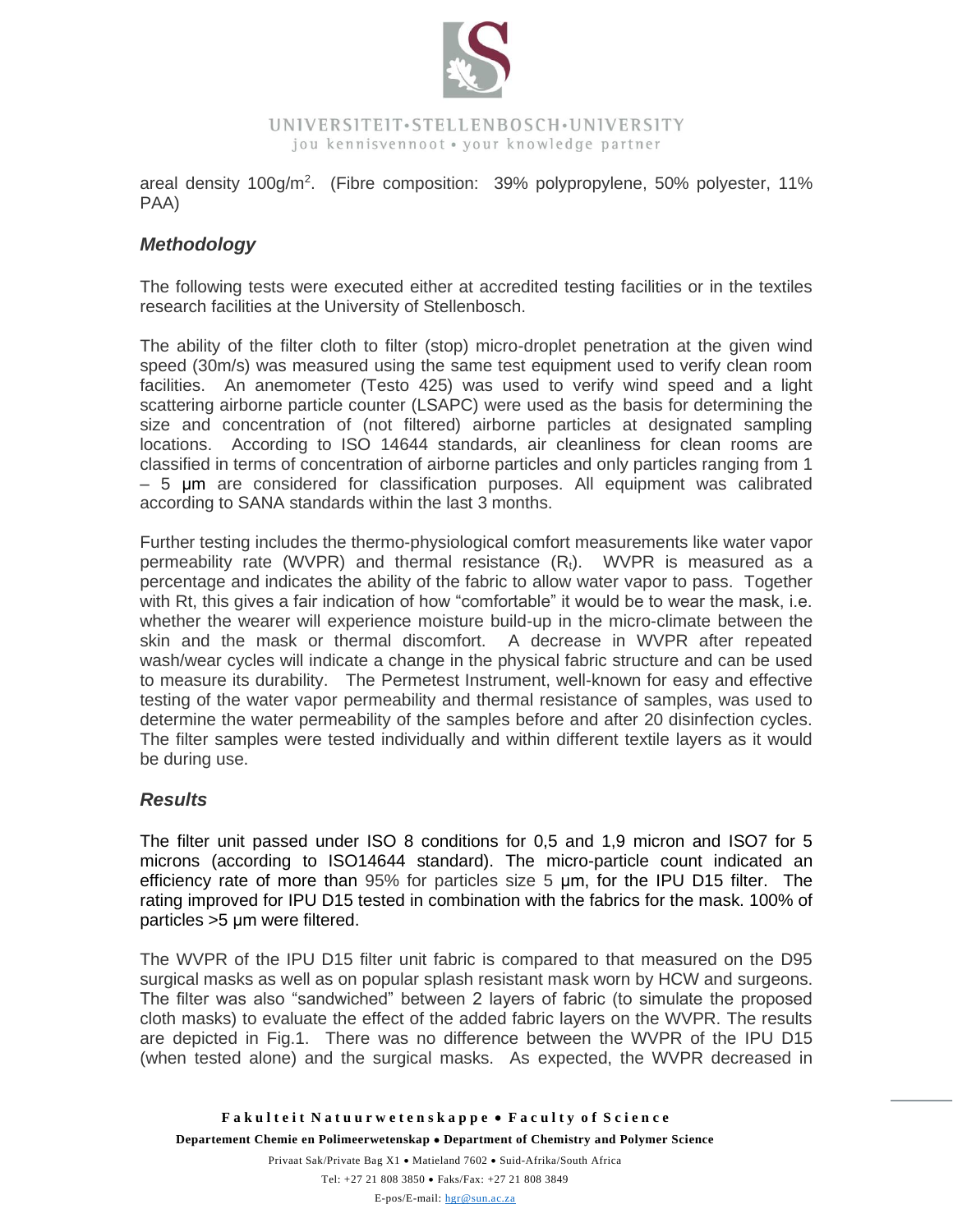areal density 100g/m$^2$. (Fibre composition: 39% polypropylene, 50% polyester, 11% PAA)

### *Methodology*

The following tests were executed either at accredited testing facilities or in the textiles research facilities at the University of Stellenbosch.

The ability of the filter cloth to filter (stop) micro-droplet penetration at the given wind speed (30m/s) was measured using the same test equipment used to verify clean room facilities. An anemometer (Testo 425) was used to verify wind speed and a light scattering airborne particle counter (LSAPC) were used as the basis for determining the size and concentration of (not filtered) airborne particles at designated sampling locations. According to ISO 14644 standards, air cleanliness for clean rooms are classified in terms of concentration of airborne particles and only particles ranging from 1 – 5 µm are considered for classification purposes. All equipment was calibrated according to SANA standards within the last 3 months.

Further testing includes the thermo-physiological comfort measurements like water vapor permeability rate (WVPR) and thermal resistance ($R_t$). WVPR is measured as a percentage and indicates the ability of the fabric to allow water vapor to pass. Together with Rt, this gives a fair indication of how "comfortable" it would be to wear the mask, i.e. whether the wearer will experience moisture build-up in the micro-climate between the skin and the mask or thermal discomfort. A decrease in WVPR after repeated wash/wear cycles will indicate a change in the physical fabric structure and can be used to measure its durability. The Permetest Instrument, well-known for easy and effective testing of the water vapor permeability and thermal resistance of samples, was used to determine the water permeability of the samples before and after 20 disinfection cycles. The filter samples were tested individually and within different textile layers as it would be during use.

### *Results*

The filter unit passed under ISO 8 conditions for 0,5 and 1,9 micron and ISO7 for 5 microns (according to ISO14644 standard). The micro-particle count indicated an efficiency rate of more than 95% for particles size 5 µm, for the IPU D15 filter. The rating improved for IPU D15 tested in combination with the fabrics for the mask. 100% of particles >5 µm were filtered.

The WVPR of the IPU D15 filter unit fabric is compared to that measured on the D95 surgical masks as well as on popular splash resistant mask worn by HCW and surgeons. The filter was also "sandwiched" between 2 layers of fabric (to simulate the proposed cloth masks) to evaluate the effect of the added fabric layers on the WVPR. The results are depicted in Fig.1. There was no difference between the WVPR of the IPU D15 (when tested alone) and the surgical masks. As expected, the WVPR decreased in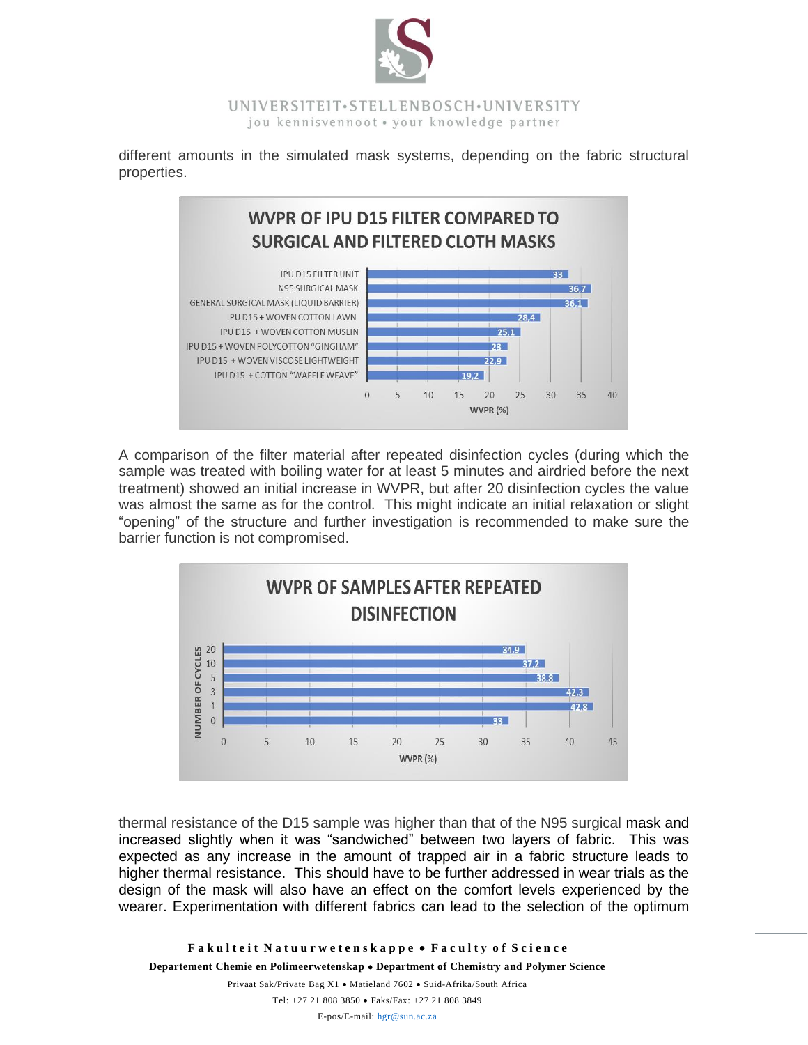different amounts in the simulated mask systems, depending on the fabric structural properties.

**WVPR OF IPU D15 FILTER COMPARED TO SURGICAL AND FILTERED CLOTH MASKS**

| Sample | WVPR (%) |
|---|---|
| IPU D15 FILTER UNIT | 33 |
| N95 SURGICAL MASK | 36,7 |
| GENERAL SURGICAL MASK (LIQUID BARRIER) | 36,1 |
| IPU D15 + WOVEN COTTON LAWN | 28,4 |
| IPU D15 + WOVEN COTTON MUSLIN | 25,1 |
| IPU D15 + WOVEN POLYCOTTON "GINGHAM" | 23 |
| IPU D15 + WOVEN VISCOSE LIGHTWEIGHT | 22,9 |
| IPU D15 + COTTON "WAFFLE WEAVE" | 19,2 |

A comparison of the filter material after repeated disinfection cycles (during which the sample was treated with boiling water for at least 5 minutes and airdried before the next treatment) showed an initial increase in WVPR, but after 20 disinfection cycles the value was almost the same as for the control. This might indicate an initial relaxation or slight "opening" of the structure and further investigation is recommended to make sure the barrier function is not compromised.

**WVPR OF SAMPLES AFTER REPEATED DISINFECTION**

| Number of cycles | WVPR (%) |
|---|---|
| 20 | 34,9 |
| 10 | 37,2 |
| 5 | 38,8 |
| 3 | 42,3 |
| 1 | 42,8 |
| 0 | 33 |

thermal resistance of the D15 sample was higher than that of the N95 surgical mask and increased slightly when it was "sandwiched" between two layers of fabric. This was expected as any increase in the amount of trapped air in a fabric structure leads to higher thermal resistance. This should have to be further addressed in wear trials as the design of the mask will also have an effect on the comfort levels experienced by the wearer. Experimentation with different fabrics can lead to the selection of the optimum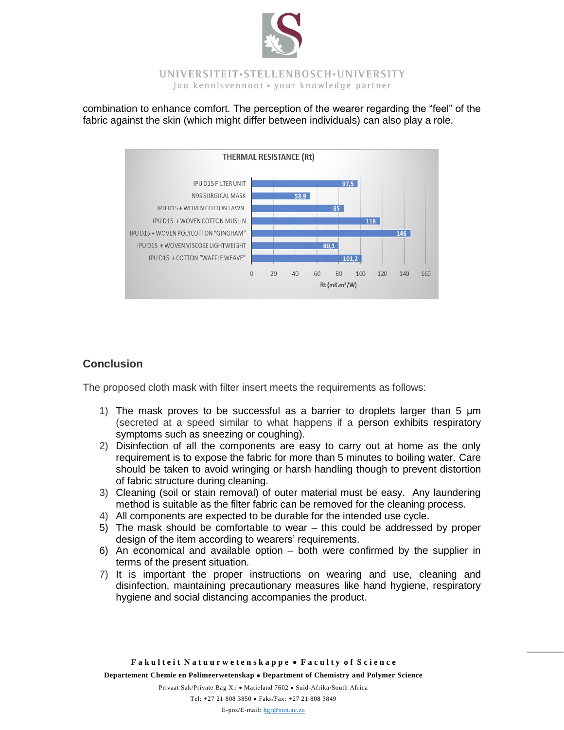combination to enhance comfort. The perception of the wearer regarding the "feel" of the fabric against the skin (which might differ between individuals) can also play a role.

THERMAL RESISTANCE (Rt)

IPU D15 FILTER UNIT
97,5
N95 SURGICAL MASK
53,9
IPU D15 + WOVEN COTTON LAWN
85
IPU D15 + WOVEN COTTON MUSLIN
118
IPU D15 + WOVEN POLYCOTTON "GINGHAM"
146
IPU D15 + WOVEN VISCOSE LIGHTWEIGHT
80,1
IPU D15 + COTTON "WAFFLE WEAVE"
101,2

0 20 40 60 80 100 120 140 160

Rt (mK.m²/W)

## Conclusion

The proposed cloth mask with filter insert meets the requirements as follows:

1) The mask proves to be successful as a barrier to droplets larger than 5 μm (secreted at a speed similar to what happens if a person exhibits respiratory symptoms such as sneezing or coughing).
2) Disinfection of all the components are easy to carry out at home as the only requirement is to expose the fabric for more than 5 minutes to boiling water. Care should be taken to avoid wringing or harsh handling though to prevent distortion of fabric structure during cleaning.
3) Cleaning (soil or stain removal) of outer material must be easy. Any laundering method is suitable as the filter fabric can be removed for the cleaning process.
4) All components are expected to be durable for the intended use cycle.
5) The mask should be comfortable to wear – this could be addressed by proper design of the item according to wearers' requirements.
6) An economical and available option – both were confirmed by the supplier in terms of the present situation.
7) It is important the proper instructions on wearing and use, cleaning and disinfection, maintaining precautionary measures like hand hygiene, respiratory hygiene and social distancing accompanies the product.